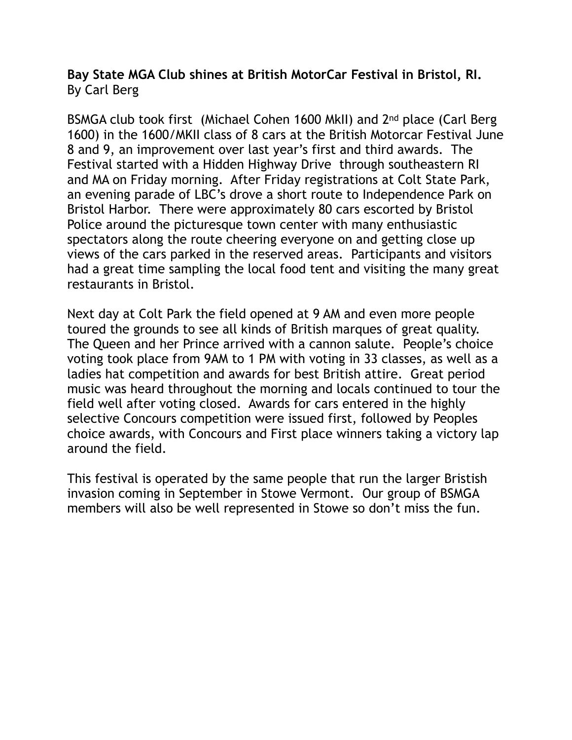**Bay State MGA Club shines at British MotorCar Festival in Bristol, RI.**
By Carl Berg

BSMGA club took first (Michael Cohen 1600 MkII) and 2nd place (Carl Berg 1600) in the 1600/MKII class of 8 cars at the British Motorcar Festival June 8 and 9, an improvement over last year's first and third awards. The Festival started with a Hidden Highway Drive through southeastern RI and MA on Friday morning. After Friday registrations at Colt State Park, an evening parade of LBC's drove a short route to Independence Park on Bristol Harbor. There were approximately 80 cars escorted by Bristol Police around the picturesque town center with many enthusiastic spectators along the route cheering everyone on and getting close up views of the cars parked in the reserved areas. Participants and visitors had a great time sampling the local food tent and visiting the many great restaurants in Bristol.

Next day at Colt Park the field opened at 9 AM and even more people toured the grounds to see all kinds of British marques of great quality. The Queen and her Prince arrived with a cannon salute. People's choice voting took place from 9AM to 1 PM with voting in 33 classes, as well as a ladies hat competition and awards for best British attire. Great period music was heard throughout the morning and locals continued to tour the field well after voting closed. Awards for cars entered in the highly selective Concours competition were issued first, followed by Peoples choice awards, with Concours and First place winners taking a victory lap around the field.

This festival is operated by the same people that run the larger Bristish invasion coming in September in Stowe Vermont. Our group of BSMGA members will also be well represented in Stowe so don't miss the fun.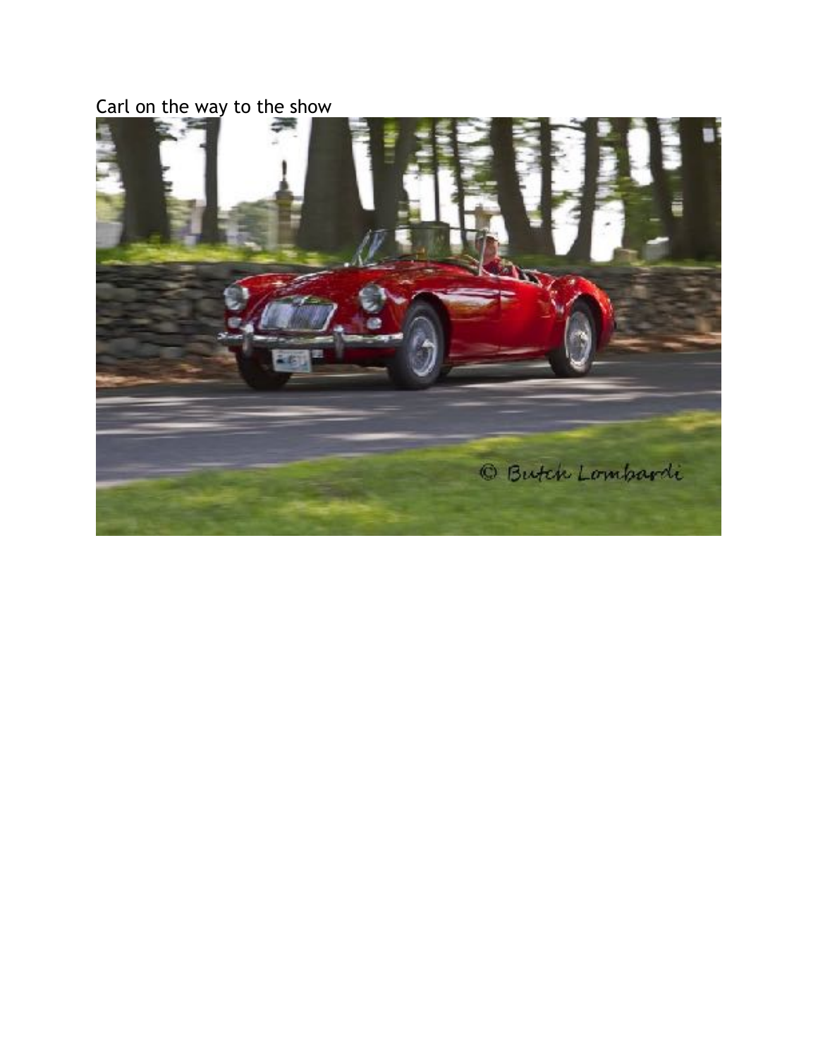Carl on the way to the show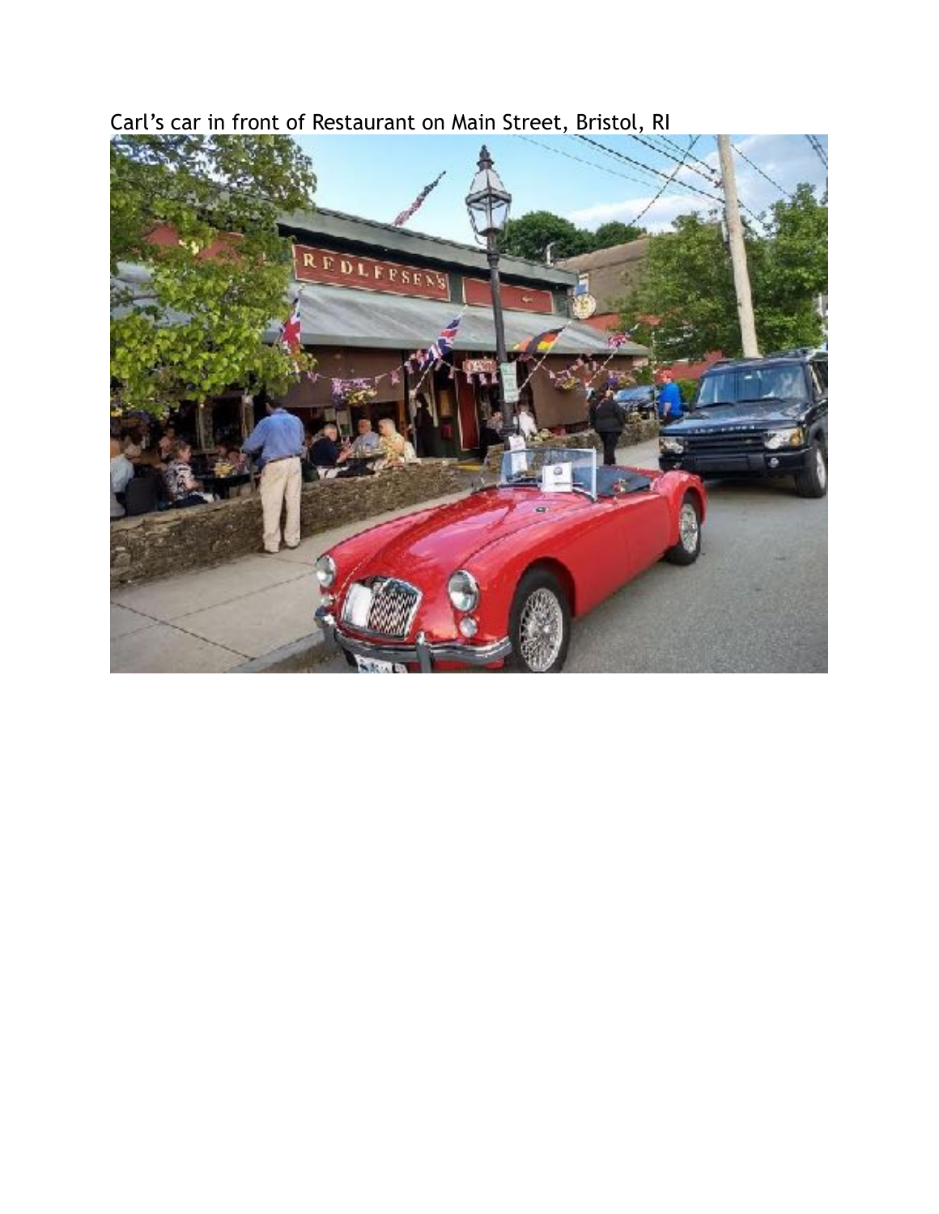Carl's car in front of Restaurant on Main Street, Bristol, RI